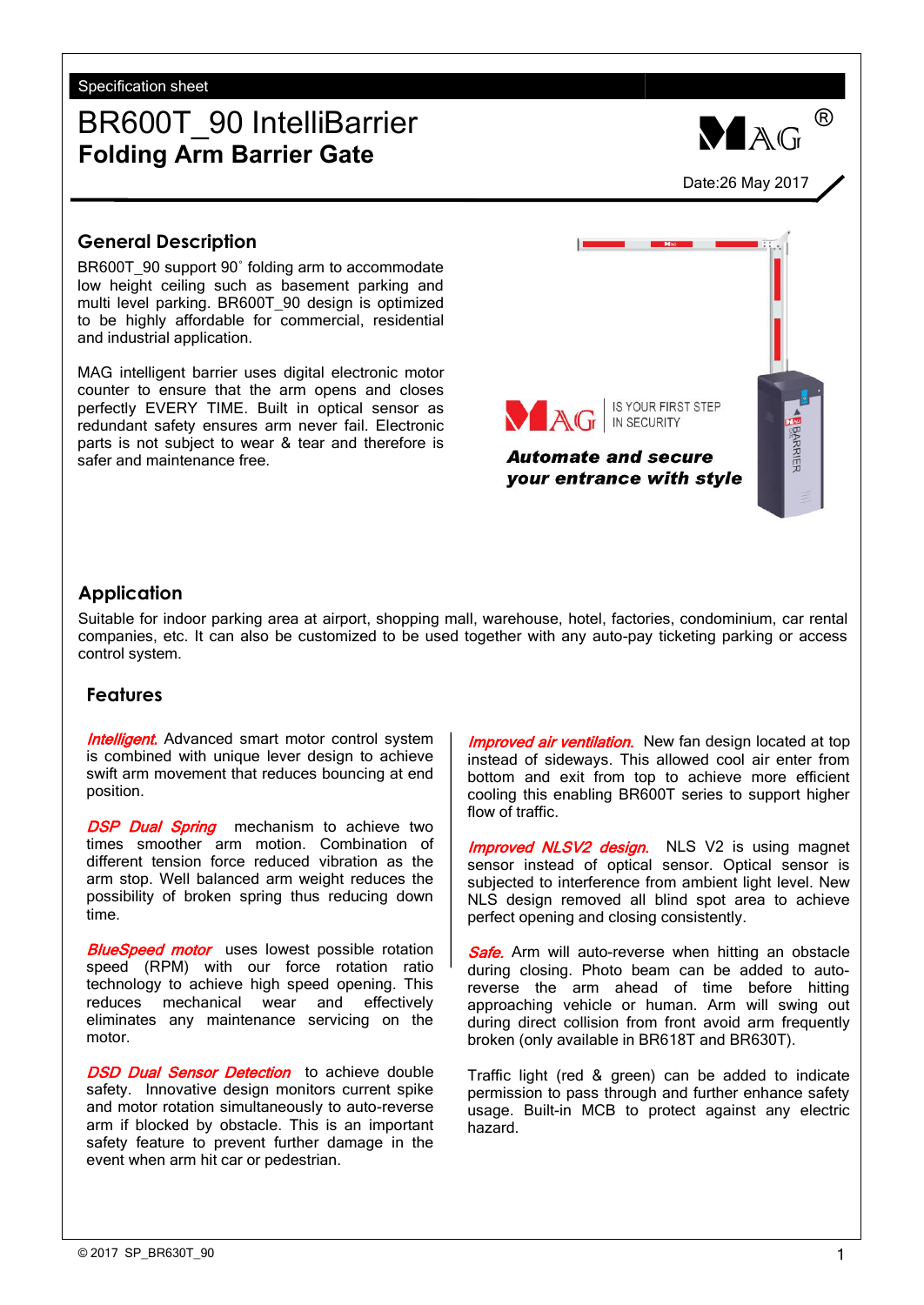Specification sheet

# BR600T_90 IntelliBarrier

## Folding Arm Barrier Gate

Date:26 May 2017

## General Description

BR600T_90 support 90˚ folding arm to accommodate low height ceiling such as basement parking and multi level parking. BR600T_90 design is optimized to be highly affordable for commercial, residential and industrial application.

MAG intelligent barrier uses digital electronic motor counter to ensure that the arm opens and closes perfectly EVERY TIME. Built in optical sensor as redundant safety ensures arm never fail. Electronic parts is not subject to wear & tear and therefore is safer and maintenance free.

MAG IS YOUR FIRST STEP IN SECURITY

***Automate and secure your entrance with style***

## Application

Suitable for indoor parking area at airport, shopping mall, warehouse, hotel, factories, condominium, car rental companies, etc. It can also be customized to be used together with any auto-pay ticketing parking or access control system.

## Features

*Intelligent.* Advanced smart motor control system is combined with unique lever design to achieve swift arm movement that reduces bouncing at end position.

*DSP Dual Spring* mechanism to achieve two times smoother arm motion. Combination of different tension force reduced vibration as the arm stop. Well balanced arm weight reduces the possibility of broken spring thus reducing down time.

*BlueSpeed motor* uses lowest possible rotation speed (RPM) with our force rotation ratio technology to achieve high speed opening. This reduces mechanical wear and effectively eliminates any maintenance servicing on the motor.

*DSD Dual Sensor Detection* to achieve double safety. Innovative design monitors current spike and motor rotation simultaneously to auto-reverse arm if blocked by obstacle. This is an important safety feature to prevent further damage in the event when arm hit car or pedestrian.

*Improved air ventilation.* New fan design located at top instead of sideways. This allowed cool air enter from bottom and exit from top to achieve more efficient cooling this enabling BR600T series to support higher flow of traffic.

*Improved NLSV2 design.* NLS V2 is using magnet sensor instead of optical sensor. Optical sensor is subjected to interference from ambient light level. New NLS design removed all blind spot area to achieve perfect opening and closing consistently.

*Safe.* Arm will auto-reverse when hitting an obstacle during closing. Photo beam can be added to auto-reverse the arm ahead of time before hitting approaching vehicle or human. Arm will swing out during direct collision from front avoid arm frequently broken (only available in BR618T and BR630T).

Traffic light (red & green) can be added to indicate permission to pass through and further enhance safety usage. Built-in MCB to protect against any electric hazard.

© 2017 SP_BR630T_90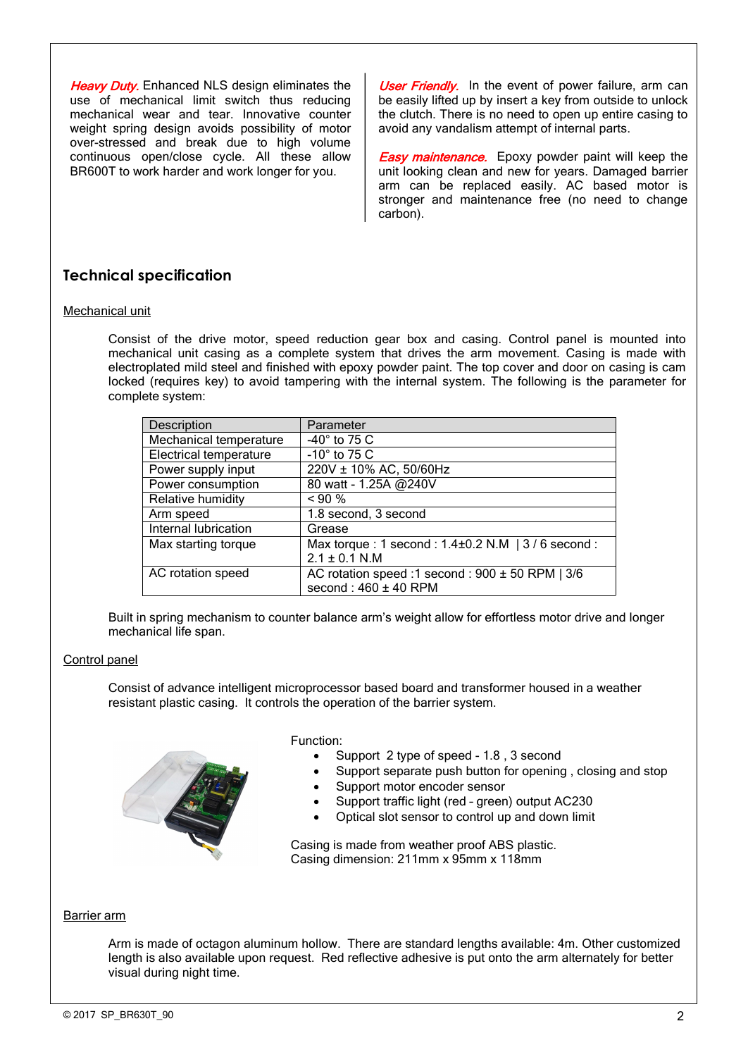***Heavy Duty.*** Enhanced NLS design eliminates the use of mechanical limit switch thus reducing mechanical wear and tear. Innovative counter weight spring design avoids possibility of motor over-stressed and break due to high volume continuous open/close cycle. All these allow BR600T to work harder and work longer for you.

***User Friendly.*** In the event of power failure, arm can be easily lifted up by insert a key from outside to unlock the clutch. There is no need to open up entire casing to avoid any vandalism attempt of internal parts.

***Easy maintenance.*** Epoxy powder paint will keep the unit looking clean and new for years. Damaged barrier arm can be replaced easily. AC based motor is stronger and maintenance free (no need to change carbon).

## Technical specification

### Mechanical unit

Consist of the drive motor, speed reduction gear box and casing. Control panel is mounted into mechanical unit casing as a complete system that drives the arm movement. Casing is made with electroplated mild steel and finished with epoxy powder paint. The top cover and door on casing is cam locked (requires key) to avoid tampering with the internal system. The following is the parameter for complete system:

| Description | Parameter |
|---|---|
| Mechanical temperature | -40° to 75 C |
| Electrical temperature | -10° to 75 C |
| Power supply input | 220V ± 10% AC, 50/60Hz |
| Power consumption | 80 watt - 1.25A @240V |
| Relative humidity | < 90 % |
| Arm speed | 1.8 second, 3 second |
| Internal lubrication | Grease |
| Max starting torque | Max torque : 1 second : 1.4±0.2 N.M \| 3 / 6 second : 2.1 ± 0.1 N.M |
| AC rotation speed | AC rotation speed :1 second : 900 ± 50 RPM \| 3/6 second : 460 ± 40 RPM |

Built in spring mechanism to counter balance arm's weight allow for effortless motor drive and longer mechanical life span.

### Control panel

Consist of advance intelligent microprocessor based board and transformer housed in a weather resistant plastic casing. It controls the operation of the barrier system.

Function:

- Support 2 type of speed - 1.8 , 3 second
- Support separate push button for opening , closing and stop
- Support motor encoder sensor
- Support traffic light (red – green) output AC230
- Optical slot sensor to control up and down limit

Casing is made from weather proof ABS plastic.
Casing dimension: 211mm x 95mm x 118mm

### Barrier arm

Arm is made of octagon aluminum hollow. There are standard lengths available: 4m. Other customized length is also available upon request. Red reflective adhesive is put onto the arm alternately for better visual during night time.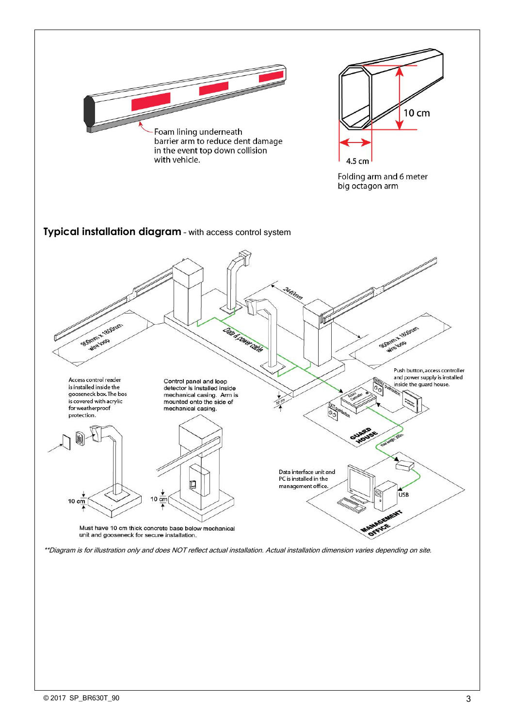Foam lining underneath barrier arm to reduce dent damage in the event top down collision with vehicle.

10 cm

4.5 cm

Folding arm and 6 meter big octagon arm

## **Typical installation diagram** - with access control system

2440mm

900mm x 1800mm wire loop

Data & power cable

900mm x 1800mm wire loop

Push button, access controller and power supply is installed inside the guard house.

Access control reader is installed inside the gooseneck box. The bos is covered with acrylic for weatherproof protection.

Control panel and loop detector is installed inside mechanical casing. Arm is mounted onto the side of mechanical casing.

10 cm

GUARD HOUSE

Data interface unit and PC is installed in the management office.

USB

10 cm

10 cm

Must have 10 cm thick concrete base below mechanical unit and gooseneck for secure installation.

MANAGEMENT OFFICE

*\*\*Diagram is for illustration only and does NOT reflect actual installation. Actual installation dimension varies depending on site.*

© 2017 SP_BR630T_90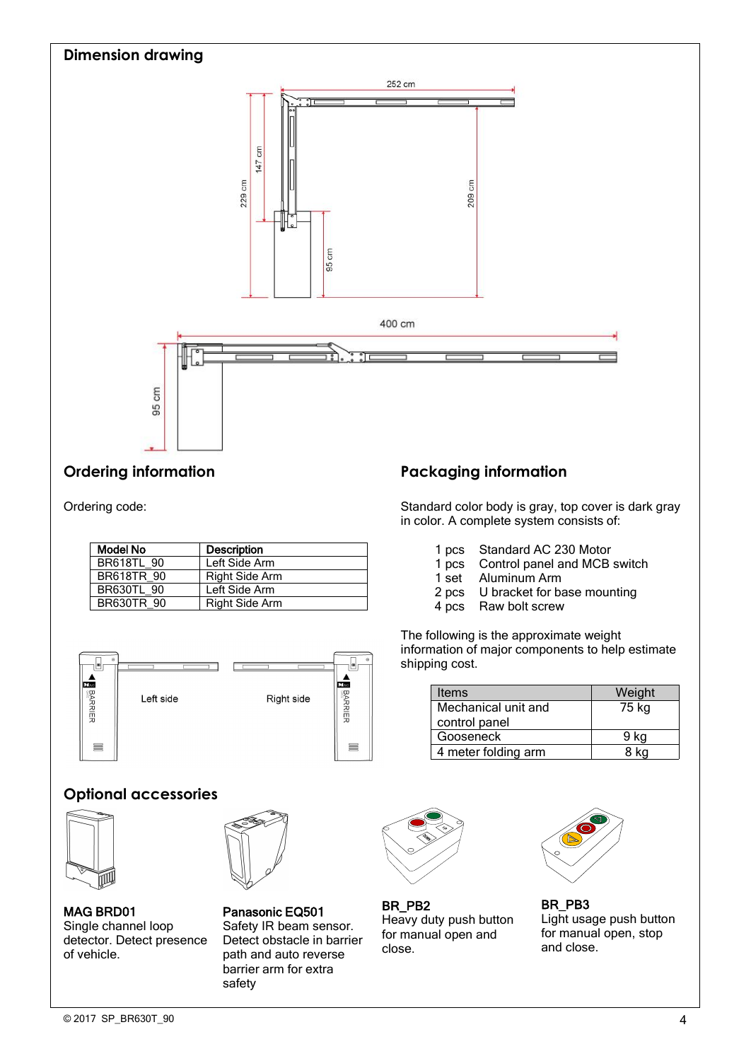## Dimension drawing

252 cm

147 cm

229 cm

209 cm

95 cm

400 cm

95 cm

## Ordering information

Ordering code:

| Model No | Description |
|---|---|
| BR618TL_90 | Left Side Arm |
| BR618TR_90 | Right Side Arm |
| BR630TL_90 | Left Side Arm |
| BR630TR_90 | Right Side Arm |

Left side

Right side

## Packaging information

Standard color body is gray, top cover is dark gray in color. A complete system consists of:

- 1 pcs Standard AC 230 Motor
- 1 pcs Control panel and MCB switch
- 1 set Aluminum Arm
- 2 pcs U bracket for base mounting
- 4 pcs Raw bolt screw

The following is the approximate weight information of major components to help estimate shipping cost.

| Items | Weight |
|---|---|
| Mechanical unit and control panel | 75 kg |
| Gooseneck | 9 kg |
| 4 meter folding arm | 8 kg |

## Optional accessories

**MAG BRD01**
Single channel loop detector. Detect presence of vehicle.

**Panasonic EQ501**
Safety IR beam sensor. Detect obstacle in barrier path and auto reverse barrier arm for extra safety

**BR_PB2**
Heavy duty push button for manual open and close.

**BR_PB3**
Light usage push button for manual open, stop and close.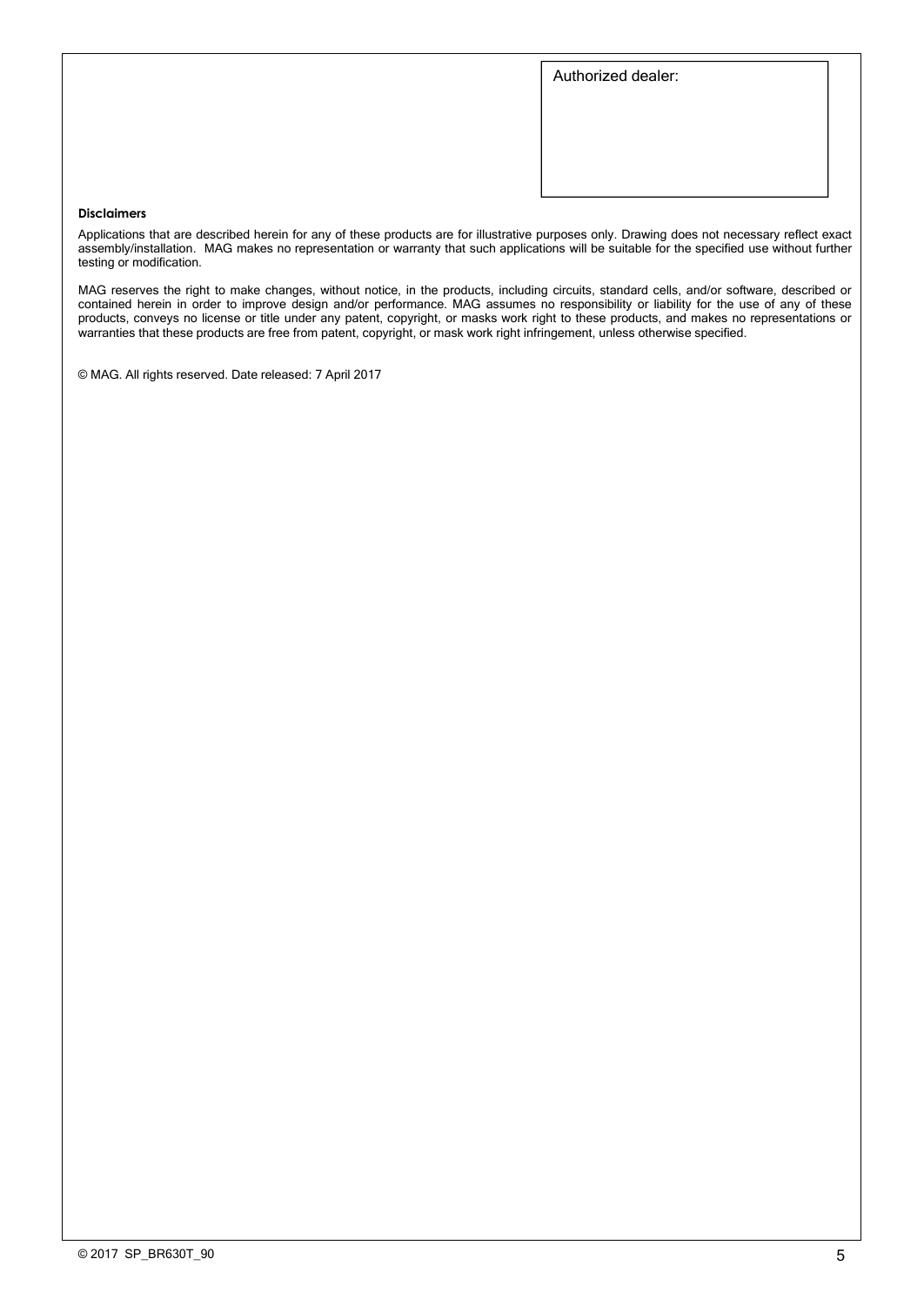Authorized dealer:

**Disclaimers**

Applications that are described herein for any of these products are for illustrative purposes only. Drawing does not necessary reflect exact assembly/installation. MAG makes no representation or warranty that such applications will be suitable for the specified use without further testing or modification.

MAG reserves the right to make changes, without notice, in the products, including circuits, standard cells, and/or software, described or contained herein in order to improve design and/or performance. MAG assumes no responsibility or liability for the use of any of these products, conveys no license or title under any patent, copyright, or masks work right to these products, and makes no representations or warranties that these products are free from patent, copyright, or mask work right infringement, unless otherwise specified.

© MAG. All rights reserved. Date released: 7 April 2017